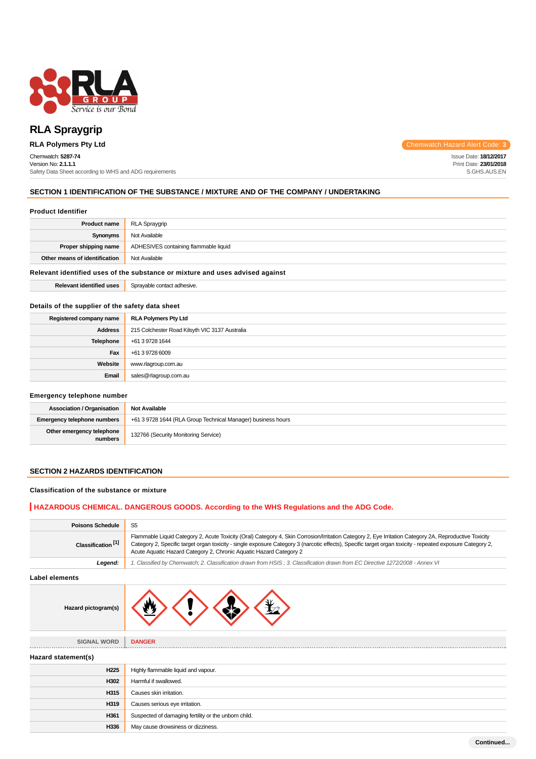# RLA Spraygrip

**RLA Polymers Pty Ltd**

Chemwatch Hazard Alert Code: **3**

Chemwatch: **5287-74**
Version No: **2.1.1.1**
Safety Data Sheet according to WHS and ADG requirements

Issue Date: **18/12/2017**
Print Date: **23/01/2018**
S.GHS.AUS.EN

## SECTION 1 IDENTIFICATION OF THE SUBSTANCE / MIXTURE AND OF THE COMPANY / UNDERTAKING

### Product Identifier

| | |
|---|---|
| **Product name** | RLA Spraygrip |
| **Synonyms** | Not Available |
| **Proper shipping name** | ADHESIVES containing flammable liquid |
| **Other means of identification** | Not Available |

### Relevant identified uses of the substance or mixture and uses advised against

| | |
|---|---|
| **Relevant identified uses** | Sprayable contact adhesive. |

### Details of the supplier of the safety data sheet

| | |
|---|---|
| **Registered company name** | **RLA Polymers Pty Ltd** |
| **Address** | 215 Colchester Road Kilsyth VIC 3137 Australia |
| **Telephone** | +61 3 9728 1644 |
| **Fax** | +61 3 9728 6009 |
| **Website** | www.rlagroup.com.au |
| **Email** | sales@rlagroup.com.au |

### Emergency telephone number

| | |
|---|---|
| **Association / Organisation** | **Not Available** |
| **Emergency telephone numbers** | +61 3 9728 1644 (RLA Group Technical Manager) business hours |
| **Other emergency telephone numbers** | 132766 (Security Monitoring Service) |

## SECTION 2 HAZARDS IDENTIFICATION

### Classification of the substance or mixture

**HAZARDOUS CHEMICAL. DANGEROUS GOODS. According to the WHS Regulations and the ADG Code.**

| | |
|---|---|
| **Poisons Schedule** | S5 |
| **Classification [1]** | Flammable Liquid Category 2, Acute Toxicity (Oral) Category 4, Skin Corrosion/Irritation Category 2, Eye Irritation Category 2A, Reproductive Toxicity Category 2, Specific target organ toxicity - single exposure Category 3 (narcotic effects), Specific target organ toxicity - repeated exposure Category 2, Acute Aquatic Hazard Category 2, Chronic Aquatic Hazard Category 2 |
| ***Legend:*** | *1. Classified by Chemwatch; 2. Classification drawn from HSIS ; 3. Classification drawn from EC Directive 1272/2008 - Annex VI* |

### Label elements

| | |
|---|---|
| **Hazard pictogram(s)** | |
| **SIGNAL WORD** | **DANGER** |

### Hazard statement(s)

| | |
|---|---|
| **H225** | Highly flammable liquid and vapour. |
| **H302** | Harmful if swallowed. |
| **H315** | Causes skin irritation. |
| **H319** | Causes serious eye irritation. |
| **H361** | Suspected of damaging fertility or the unborn child. |
| **H336** | May cause drowsiness or dizziness. |

**Continued...**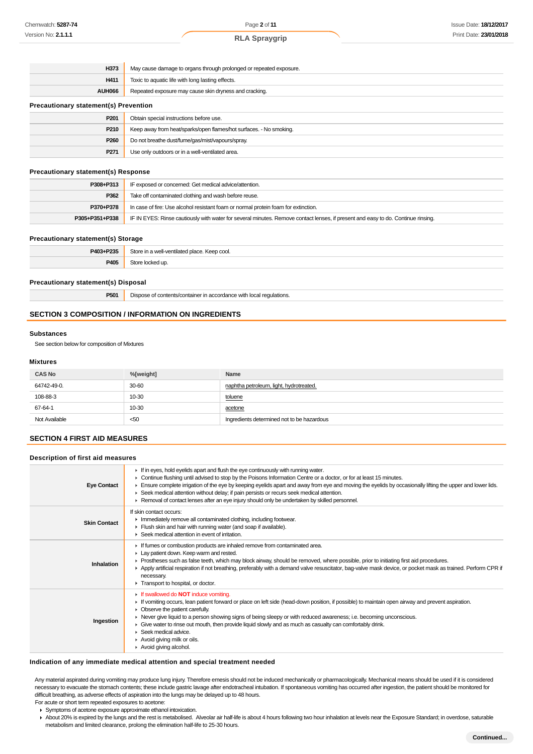| | |
|---|---|
| **H373** | May cause damage to organs through prolonged or repeated exposure. |
| **H411** | Toxic to aquatic life with long lasting effects. |
| **AUH066** | Repeated exposure may cause skin dryness and cracking. |

### Precautionary statement(s) Prevention

| | |
|---|---|
| **P201** | Obtain special instructions before use. |
| **P210** | Keep away from heat/sparks/open flames/hot surfaces. - No smoking. |
| **P260** | Do not breathe dust/fume/gas/mist/vapours/spray. |
| **P271** | Use only outdoors or in a well-ventilated area. |

### Precautionary statement(s) Response

| | |
|---|---|
| **P308+P313** | IF exposed or concerned: Get medical advice/attention. |
| **P362** | Take off contaminated clothing and wash before reuse. |
| **P370+P378** | In case of fire: Use alcohol resistant foam or normal protein foam for extinction. |
| **P305+P351+P338** | IF IN EYES: Rinse cautiously with water for several minutes. Remove contact lenses, if present and easy to do. Continue rinsing. |

### Precautionary statement(s) Storage

| | |
|---|---|
| **P403+P235** | Store in a well-ventilated place. Keep cool. |
| **P405** | Store locked up. |

### Precautionary statement(s) Disposal

| | |
|---|---|
| **P501** | Dispose of contents/container in accordance with local regulations. |

## SECTION 3 COMPOSITION / INFORMATION ON INGREDIENTS

### Substances

See section below for composition of Mixtures

### Mixtures

| CAS No | %[weight] | Name |
|---|---|---|
| 64742-49-0. | 30-60 | naphtha petroleum, light, hydrotreated. |
| 108-88-3 | 10-30 | toluene |
| 67-64-1 | 10-30 | acetone |
| Not Available | <50 | Ingredients determined not to be hazardous |

## SECTION 4 FIRST AID MEASURES

### Description of first aid measures

| | |
|---|---|
| **Eye Contact** | ▸ If in eyes, hold eyelids apart and flush the eye continuously with running water.<br>▸ Continue flushing until advised to stop by the Poisons Information Centre or a doctor, or for at least 15 minutes.<br>▸ Ensure complete irrigation of the eye by keeping eyelids apart and away from eye and moving the eyelids by occasionally lifting the upper and lower lids.<br>▸ Seek medical attention without delay; if pain persists or recurs seek medical attention.<br>▸ Removal of contact lenses after an eye injury should only be undertaken by skilled personnel. |
| **Skin Contact** | If skin contact occurs:<br>▸ Immediately remove all contaminated clothing, including footwear.<br>▸ Flush skin and hair with running water (and soap if available).<br>▸ Seek medical attention in event of irritation. |
| **Inhalation** | ▸ If fumes or combustion products are inhaled remove from contaminated area.<br>▸ Lay patient down. Keep warm and rested.<br>▸ Prostheses such as false teeth, which may block airway, should be removed, where possible, prior to initiating first aid procedures.<br>▸ Apply artificial respiration if not breathing, preferably with a demand valve resuscitator, bag-valve mask device, or pocket mask as trained. Perform CPR if necessary.<br>▸ Transport to hospital, or doctor. |
| **Ingestion** | ▸ If swallowed do **NOT** induce vomiting.<br>▸ If vomiting occurs, lean patient forward or place on left side (head-down position, if possible) to maintain open airway and prevent aspiration.<br>▸ Observe the patient carefully.<br>▸ Never give liquid to a person showing signs of being sleepy or with reduced awareness; i.e. becoming unconscious.<br>▸ Give water to rinse out mouth, then provide liquid slowly and as much as casualty can comfortably drink.<br>▸ Seek medical advice.<br>▸ Avoid giving milk or oils.<br>▸ Avoid giving alcohol. |

### Indication of any immediate medical attention and special treatment needed

Any material aspirated during vomiting may produce lung injury. Therefore emesis should not be induced mechanically or pharmacologically. Mechanical means should be used if it is considered necessary to evacuate the stomach contents; these include gastric lavage after endotracheal intubation. If spontaneous vomiting has occurred after ingestion, the patient should be monitored for difficult breathing, as adverse effects of aspiration into the lungs may be delayed up to 48 hours.

For acute or short term repeated exposures to acetone:

- Symptoms of acetone exposure approximate ethanol intoxication.
- About 20% is expired by the lungs and the rest is metabolised. Alveolar air half-life is about 4 hours following two hour inhalation at levels near the Exposure Standard; in overdose, saturable metabolism and limited clearance, prolong the elimination half-life to 25-30 hours.

**Continued...**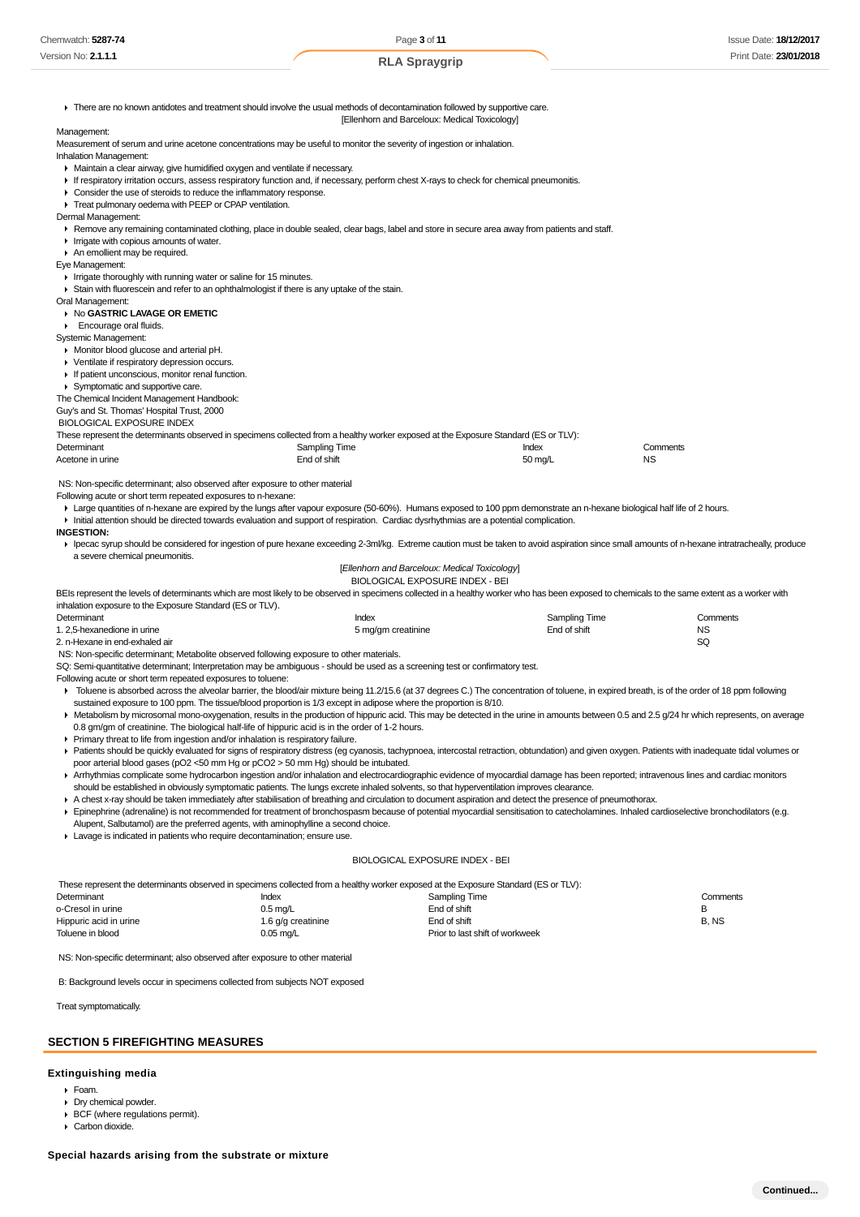- There are no known antidotes and treatment should involve the usual methods of decontamination followed by supportive care.

[Ellenhorn and Barceloux: Medical Toxicology]

Management:

Measurement of serum and urine acetone concentrations may be useful to monitor the severity of ingestion or inhalation.

Inhalation Management:

- Maintain a clear airway, give humidified oxygen and ventilate if necessary.
- If respiratory irritation occurs, assess respiratory function and, if necessary, perform chest X-rays to check for chemical pneumonitis.
- Consider the use of steroids to reduce the inflammatory response.
- Treat pulmonary oedema with PEEP or CPAP ventilation.

Dermal Management:

- Remove any remaining contaminated clothing, place in double sealed, clear bags, label and store in secure area away from patients and staff.
- Irrigate with copious amounts of water.
- An emollient may be required.

Eye Management:

- Irrigate thoroughly with running water or saline for 15 minutes.
- Stain with fluorescein and refer to an ophthalmologist if there is any uptake of the stain.

Oral Management:

- No **GASTRIC LAVAGE OR EMETIC**
- Encourage oral fluids.

Systemic Management:

- Monitor blood glucose and arterial pH.
- Ventilate if respiratory depression occurs.
- If patient unconscious, monitor renal function.
- Symptomatic and supportive care.

The Chemical Incident Management Handbook:

Guy's and St. Thomas' Hospital Trust, 2000

BIOLOGICAL EXPOSURE INDEX

These represent the determinants observed in specimens collected from a healthy worker exposed at the Exposure Standard (ES or TLV):

| Determinant | Sampling Time | Index | Comments |
|---|---|---|---|
| Acetone in urine | End of shift | 50 mg/L | NS |

NS: Non-specific determinant; also observed after exposure to other material

Following acute or short term repeated exposures to n-hexane:

- Large quantities of n-hexane are expired by the lungs after vapour exposure (50-60%). Humans exposed to 100 ppm demonstrate an n-hexane biological half life of 2 hours.
- Initial attention should be directed towards evaluation and support of respiration. Cardiac dysrhythmias are a potential complication.

**INGESTION:**

- Ipecac syrup should be considered for ingestion of pure hexane exceeding 2-3ml/kg. Extreme caution must be taken to avoid aspiration since small amounts of n-hexane intratracheally, produce a severe chemical pneumonitis.

[*Ellenhorn and Barceloux: Medical Toxicology*]

BIOLOGICAL EXPOSURE INDEX - BEI

BEIs represent the levels of determinants which are most likely to be observed in specimens collected in a healthy worker who has been exposed to chemicals to the same extent as a worker with inhalation exposure to the Exposure Standard (ES or TLV).

| Determinant | Index | Sampling Time | Comments |
|---|---|---|---|
| 1. 2,5-hexanedione in urine | 5 mg/gm creatinine | End of shift | NS |
| 2. n-Hexane in end-exhaled air | | | SQ |

NS: Non-specific determinant; Metabolite observed following exposure to other materials.

SQ: Semi-quantitative determinant; Interpretation may be ambiguous - should be used as a screening test or confirmatory test.

Following acute or short term repeated exposures to toluene:

- Toluene is absorbed across the alveolar barrier, the blood/air mixture being 11.2/15.6 (at 37 degrees C.) The concentration of toluene, in expired breath, is of the order of 18 ppm following sustained exposure to 100 ppm. The tissue/blood proportion is 1/3 except in adipose where the proportion is 8/10.
- Metabolism by microsomal mono-oxygenation, results in the production of hippuric acid. This may be detected in the urine in amounts between 0.5 and 2.5 g/24 hr which represents, on average 0.8 gm/gm of creatinine. The biological half-life of hippuric acid is in the order of 1-2 hours.
- Primary threat to life from ingestion and/or inhalation is respiratory failure.
- Patients should be quickly evaluated for signs of respiratory distress (eg cyanosis, tachypnoea, intercostal retraction, obtundation) and given oxygen. Patients with inadequate tidal volumes or poor arterial blood gases (pO2 <50 mm Hg or pCO2 > 50 mm Hg) should be intubated.
- Arrhythmias complicate some hydrocarbon ingestion and/or inhalation and electrocardiographic evidence of myocardial damage has been reported; intravenous lines and cardiac monitors should be established in obviously symptomatic patients. The lungs excrete inhaled solvents, so that hyperventilation improves clearance.
- A chest x-ray should be taken immediately after stabilisation of breathing and circulation to document aspiration and detect the presence of pneumothorax.
- Epinephrine (adrenaline) is not recommended for treatment of bronchospasm because of potential myocardial sensitisation to catecholamines. Inhaled cardioselective bronchodilators (e.g. Alupent, Salbutamol) are the preferred agents, with aminophylline a second choice.
- Lavage is indicated in patients who require decontamination; ensure use.

BIOLOGICAL EXPOSURE INDEX - BEI

These represent the determinants observed in specimens collected from a healthy worker exposed at the Exposure Standard (ES or TLV):

| Determinant | Index | Sampling Time | Comments |
|---|---|---|---|
| o-Cresol in urine | 0.5 mg/L | End of shift | B |
| Hippuric acid in urine | 1.6 g/g creatinine | End of shift | B, NS |
| Toluene in blood | 0.05 mg/L | Prior to last shift of workweek | |

NS: Non-specific determinant; also observed after exposure to other material

B: Background levels occur in specimens collected from subjects NOT exposed

Treat symptomatically.

## SECTION 5 FIREFIGHTING MEASURES

### Extinguishing media

- Foam.
- Dry chemical powder.
- BCF (where regulations permit).
- Carbon dioxide.

### Special hazards arising from the substrate or mixture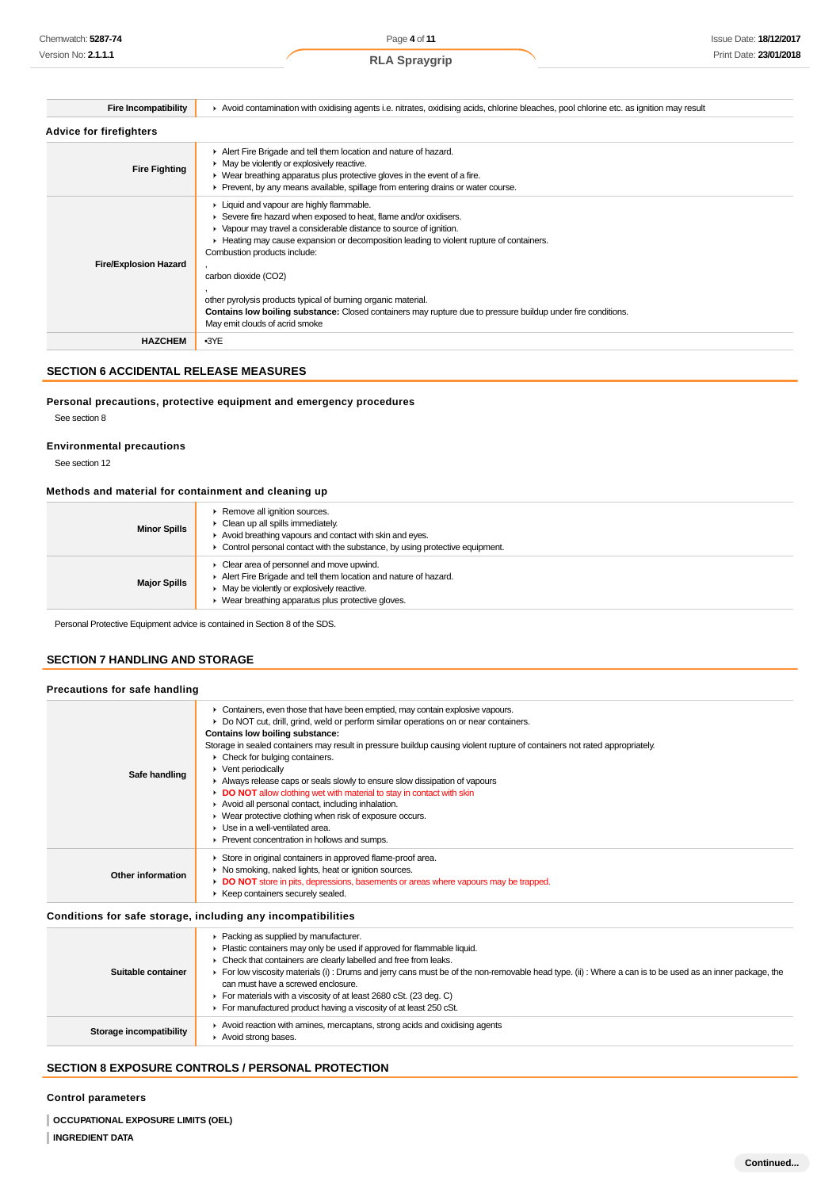| | |
|---|---|
| **Fire Incompatibility** | ▸ Avoid contamination with oxidising agents i.e. nitrates, oxidising acids, chlorine bleaches, pool chlorine etc. as ignition may result |

### Advice for firefighters

| | |
|---|---|
| **Fire Fighting** | ▸ Alert Fire Brigade and tell them location and nature of hazard.<br>▸ May be violently or explosively reactive.<br>▸ Wear breathing apparatus plus protective gloves in the event of a fire.<br>▸ Prevent, by any means available, spillage from entering drains or water course. |
| **Fire/Explosion Hazard** | ▸ Liquid and vapour are highly flammable.<br>▸ Severe fire hazard when exposed to heat, flame and/or oxidisers.<br>▸ Vapour may travel a considerable distance to source of ignition.<br>▸ Heating may cause expansion or decomposition leading to violent rupture of containers.<br>Combustion products include:<br>,<br>carbon dioxide ($CO_2$)<br>,<br>other pyrolysis products typical of burning organic material.<br>**Contains low boiling substance:** Closed containers may rupture due to pressure buildup under fire conditions.<br>May emit clouds of acrid smoke |
| **HAZCHEM** | •3YE |

## SECTION 6 ACCIDENTAL RELEASE MEASURES

### Personal precautions, protective equipment and emergency procedures

See section 8

### Environmental precautions

See section 12

### Methods and material for containment and cleaning up

| | |
|---|---|
| **Minor Spills** | ▸ Remove all ignition sources.<br>▸ Clean up all spills immediately.<br>▸ Avoid breathing vapours and contact with skin and eyes.<br>▸ Control personal contact with the substance, by using protective equipment. |
| **Major Spills** | ▸ Clear area of personnel and move upwind.<br>▸ Alert Fire Brigade and tell them location and nature of hazard.<br>▸ May be violently or explosively reactive.<br>▸ Wear breathing apparatus plus protective gloves. |

Personal Protective Equipment advice is contained in Section 8 of the SDS.

## SECTION 7 HANDLING AND STORAGE

### Precautions for safe handling

| | |
|---|---|
| **Safe handling** | ▸ Containers, even those that have been emptied, may contain explosive vapours.<br>▸ Do NOT cut, drill, grind, weld or perform similar operations on or near containers.<br>**Contains low boiling substance:**<br>Storage in sealed containers may result in pressure buildup causing violent rupture of containers not rated appropriately.<br>▸ Check for bulging containers.<br>▸ Vent periodically<br>▸ Always release caps or seals slowly to ensure slow dissipation of vapours<br>▸ **DO NOT** allow clothing wet with material to stay in contact with skin<br>▸ Avoid all personal contact, including inhalation.<br>▸ Wear protective clothing when risk of exposure occurs.<br>▸ Use in a well-ventilated area.<br>▸ Prevent concentration in hollows and sumps. |
| **Other information** | ▸ Store in original containers in approved flame-proof area.<br>▸ No smoking, naked lights, heat or ignition sources.<br>▸ **DO NOT** store in pits, depressions, basements or areas where vapours may be trapped.<br>▸ Keep containers securely sealed. |

### Conditions for safe storage, including any incompatibilities

| | |
|---|---|
| **Suitable container** | ▸ Packing as supplied by manufacturer.<br>▸ Plastic containers may only be used if approved for flammable liquid.<br>▸ Check that containers are clearly labelled and free from leaks.<br>▸ For low viscosity materials (i) : Drums and jerry cans must be of the non-removable head type. (ii) : Where a can is to be used as an inner package, the can must have a screwed enclosure.<br>▸ For materials with a viscosity of at least 2680 cSt. (23 deg. C)<br>▸ For manufactured product having a viscosity of at least 250 cSt. |
| **Storage incompatibility** | ▸ Avoid reaction with amines, mercaptans, strong acids and oxidising agents<br>▸ Avoid strong bases. |

## SECTION 8 EXPOSURE CONTROLS / PERSONAL PROTECTION

### Control parameters

**OCCUPATIONAL EXPOSURE LIMITS (OEL)**

**INGREDIENT DATA**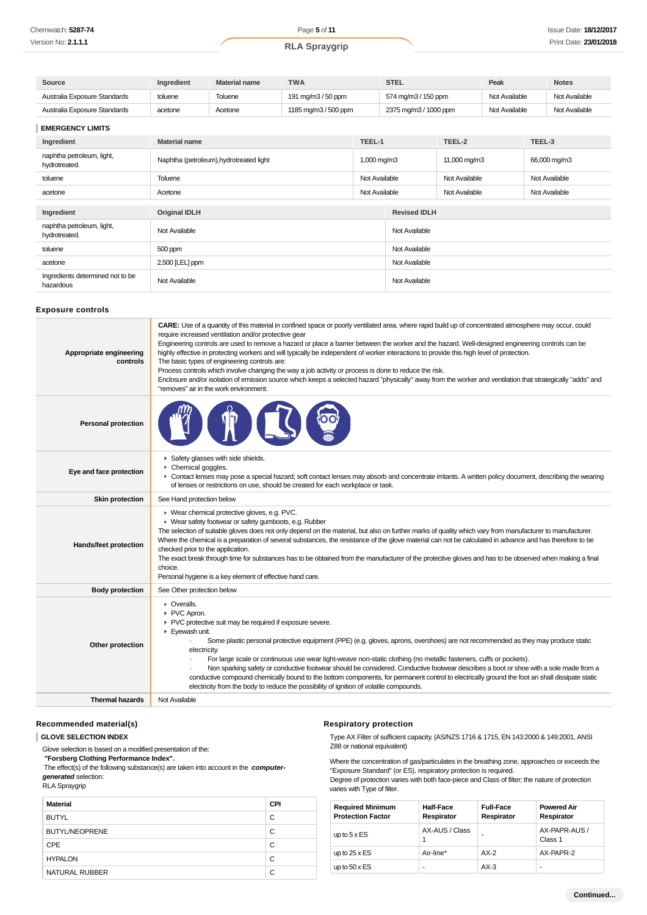| Source | Ingredient | Material name | TWA | STEL | Peak | Notes |
|---|---|---|---|---|---|---|
| Australia Exposure Standards | toluene | Toluene | 191 mg/m3 / 50 ppm | 574 mg/m3 / 150 ppm | Not Available | Not Available |
| Australia Exposure Standards | acetone | Acetone | 1185 mg/m3 / 500 ppm | 2375 mg/m3 / 1000 ppm | Not Available | Not Available |

### EMERGENCY LIMITS

| Ingredient | Material name | TEEL-1 | TEEL-2 | TEEL-3 |
|---|---|---|---|---|
| naphtha petroleum, light, hydrotreated. | Naphtha (petroleum),hydrotreated light | 1,000 mg/m3 | 11,000 mg/m3 | 66,000 mg/m3 |
| toluene | Toluene | Not Available | Not Available | Not Available |
| acetone | Acetone | Not Available | Not Available | Not Available |

| Ingredient | Original IDLH | Revised IDLH |
|---|---|---|
| naphtha petroleum, light, hydrotreated. | Not Available | Not Available |
| toluene | 500 ppm | Not Available |
| acetone | 2,500 [LEL] ppm | Not Available |
| Ingredients determined not to be hazardous | Not Available | Not Available |

## Exposure controls

| | |
|---|---|
| **Appropriate engineering controls** | **CARE:** Use of a quantity of this material in confined space or poorly ventilated area, where rapid build up of concentrated atmosphere may occur, could require increased ventilation and/or protective gear<br>Engineering controls are used to remove a hazard or place a barrier between the worker and the hazard. Well-designed engineering controls can be highly effective in protecting workers and will typically be independent of worker interactions to provide this high level of protection.<br>The basic types of engineering controls are:<br>Process controls which involve changing the way a job activity or process is done to reduce the risk.<br>Enclosure and/or isolation of emission source which keeps a selected hazard "physically" away from the worker and ventilation that strategically "adds" and "removes" air in the work environment. |
| **Personal protection** | |
| **Eye and face protection** | ▸ Safety glasses with side shields.<br>▸ Chemical goggles.<br>▸ Contact lenses may pose a special hazard; soft contact lenses may absorb and concentrate irritants. A written policy document, describing the wearing of lenses or restrictions on use, should be created for each workplace or task. |
| **Skin protection** | See Hand protection below |
| **Hands/feet protection** | ▸ Wear chemical protective gloves, e.g. PVC.<br>▸ Wear safety footwear or safety gumboots, e.g. Rubber<br>The selection of suitable gloves does not only depend on the material, but also on further marks of quality which vary from manufacturer to manufacturer. Where the chemical is a preparation of several substances, the resistance of the glove material can not be calculated in advance and has therefore to be checked prior to the application.<br>The exact break through time for substances has to be obtained from the manufacturer of the protective gloves and has to be observed when making a final choice.<br>Personal hygiene is a key element of effective hand care. |
| **Body protection** | See Other protection below |
| **Other protection** | ▸ Overalls.<br>▸ PVC Apron.<br>▸ PVC protective suit may be required if exposure severe.<br>▸ Eyewash unit.<br>· Some plastic personal protective equipment (PPE) (e.g. gloves, aprons, overshoes) are not recommended as they may produce static electricity.<br>· For large scale or continuous use wear tight-weave non-static clothing (no metallic fasteners, cuffs or pockets).<br>· Non sparking safety or conductive footwear should be considered. Conductive footwear describes a boot or shoe with a sole made from a conductive compound chemically bound to the bottom components, for permanent control to electrically ground the foot an shall dissipate static electricity from the body to reduce the possibility of ignition of volatile compounds. |
| **Thermal hazards** | Not Available |

### Recommended material(s)

**GLOVE SELECTION INDEX**

Glove selection is based on a modified presentation of the:
**"Forsberg Clothing Performance Index".**
The effect(s) of the following substance(s) are taken into account in the ***computer-generated*** selection:
RLA Spraygrip

| Material | CPI |
|---|---|
| BUTYL | C |
| BUTYL/NEOPRENE | C |
| CPE | C |
| HYPALON | C |
| NATURAL RUBBER | C |

### Respiratory protection

Type AX Filter of sufficient capacity. (AS/NZS 1716 & 1715, EN 143:2000 & 149:2001, ANSI Z88 or national equivalent)

Where the concentration of gas/particulates in the breathing zone, approaches or exceeds the "Exposure Standard" (or ES), respiratory protection is required.
Degree of protection varies with both face-piece and Class of filter; the nature of protection varies with Type of filter.

| Required Minimum Protection Factor | Half-Face Respirator | Full-Face Respirator | Powered Air Respirator |
|---|---|---|---|
| up to 5 x ES | AX-AUS / Class 1 | - | AX-PAPR-AUS / Class 1 |
| up to 25 x ES | Air-line* | AX-2 | AX-PAPR-2 |
| up to 50 x ES | - | AX-3 | - |

Continued...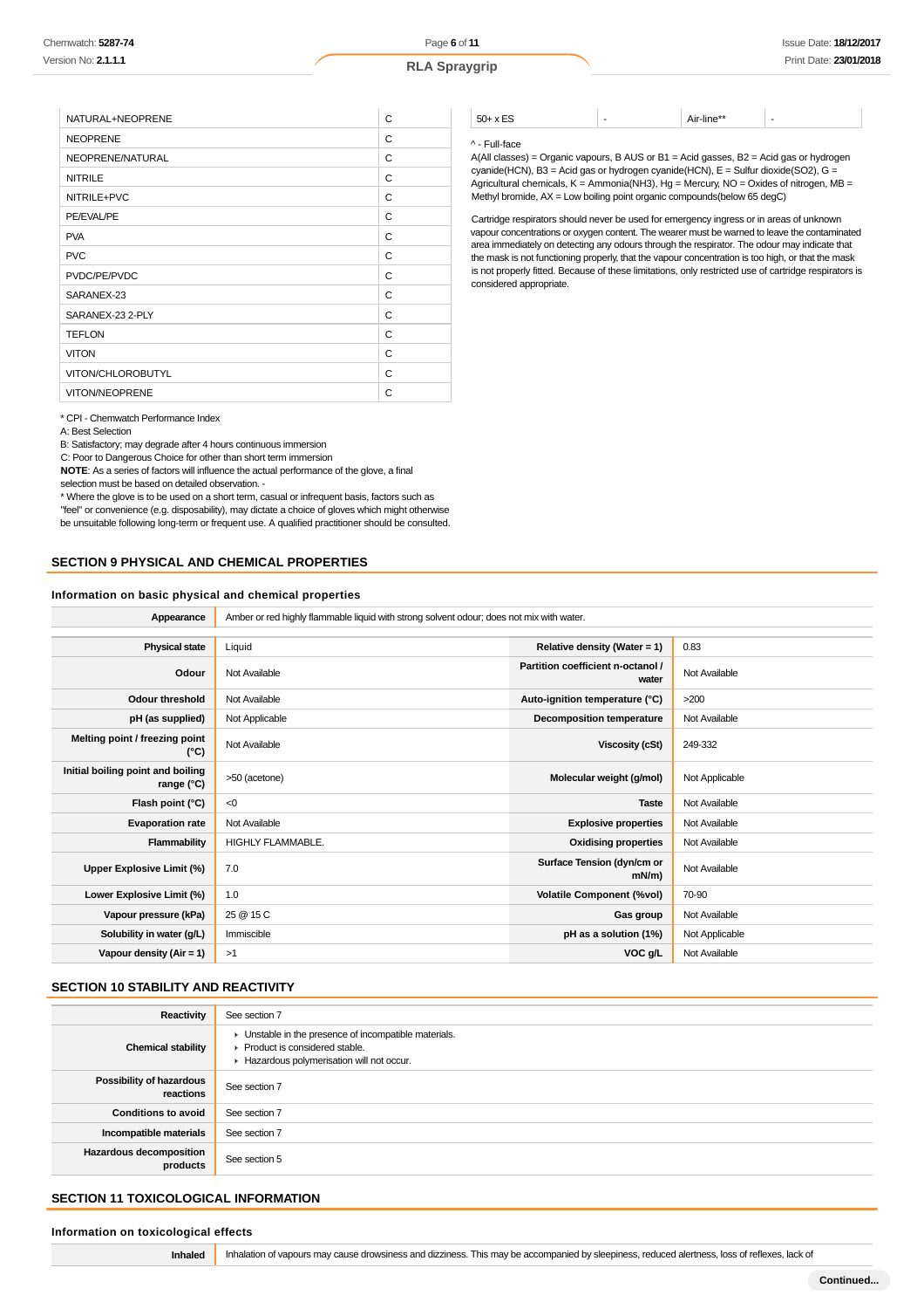| | |
|---|---|
| NATURAL+NEOPRENE | C |
| NEOPRENE | C |
| NEOPRENE/NATURAL | C |
| NITRILE | C |
| NITRILE+PVC | C |
| PE/EVAL/PE | C |
| PVA | C |
| PVC | C |
| PVDC/PE/PVDC | C |
| SARANEX-23 | C |
| SARANEX-23 2-PLY | C |
| TEFLON | C |
| VITON | C |
| VITON/CHLOROBUTYL | C |
| VITON/NEOPRENE | C |

* CPI - Chemwatch Performance Index
A: Best Selection
B: Satisfactory; may degrade after 4 hours continuous immersion
C: Poor to Dangerous Choice for other than short term immersion
**NOTE**: As a series of factors will influence the actual performance of the glove, a final selection must be based on detailed observation. -
* Where the glove is to be used on a short term, casual or infrequent basis, factors such as "feel" or convenience (e.g. disposability), may dictate a choice of gloves which might otherwise be unsuitable following long-term or frequent use. A qualified practitioner should be consulted.

| | | | |
|---|---|---|---|
| 50+ x ES | - | Air-line** | - |

^ - Full-face
A(All classes) = Organic vapours, B AUS or B1 = Acid gasses, B2 = Acid gas or hydrogen cyanide(HCN), B3 = Acid gas or hydrogen cyanide(HCN), E = Sulfur dioxide(SO2), G = Agricultural chemicals, K = Ammonia(NH3), Hg = Mercury, NO = Oxides of nitrogen, MB = Methyl bromide, AX = Low boiling point organic compounds(below 65 degC)

Cartridge respirators should never be used for emergency ingress or in areas of unknown vapour concentrations or oxygen content. The wearer must be warned to leave the contaminated area immediately on detecting any odours through the respirator. The odour may indicate that the mask is not functioning properly, that the vapour concentration is too high, or that the mask is not properly fitted. Because of these limitations, only restricted use of cartridge respirators is considered appropriate.

## SECTION 9 PHYSICAL AND CHEMICAL PROPERTIES

### Information on basic physical and chemical properties

| | |
|---|---|
| **Appearance** | Amber or red highly flammable liquid with strong solvent odour; does not mix with water. |

| | | | |
|---|---|---|---|
| **Physical state** | Liquid | **Relative density (Water = 1)** | 0.83 |
| **Odour** | Not Available | **Partition coefficient n-octanol / water** | Not Available |
| **Odour threshold** | Not Available | **Auto-ignition temperature (°C)** | >200 |
| **pH (as supplied)** | Not Applicable | **Decomposition temperature** | Not Available |
| **Melting point / freezing point (°C)** | Not Available | **Viscosity (cSt)** | 249-332 |
| **Initial boiling point and boiling range (°C)** | >50 (acetone) | **Molecular weight (g/mol)** | Not Applicable |
| **Flash point (°C)** | <0 | **Taste** | Not Available |
| **Evaporation rate** | Not Available | **Explosive properties** | Not Available |
| **Flammability** | HIGHLY FLAMMABLE. | **Oxidising properties** | Not Available |
| **Upper Explosive Limit (%)** | 7.0 | **Surface Tension (dyn/cm or mN/m)** | Not Available |
| **Lower Explosive Limit (%)** | 1.0 | **Volatile Component (%vol)** | 70-90 |
| **Vapour pressure (kPa)** | 25 @ 15 C | **Gas group** | Not Available |
| **Solubility in water (g/L)** | Immiscible | **pH as a solution (1%)** | Not Applicable |
| **Vapour density (Air = 1)** | >1 | **VOC g/L** | Not Available |

## SECTION 10 STABILITY AND REACTIVITY

| | |
|---|---|
| **Reactivity** | See section 7 |
| **Chemical stability** | ▸ Unstable in the presence of incompatible materials.<br>▸ Product is considered stable.<br>▸ Hazardous polymerisation will not occur. |
| **Possibility of hazardous reactions** | See section 7 |
| **Conditions to avoid** | See section 7 |
| **Incompatible materials** | See section 7 |
| **Hazardous decomposition products** | See section 5 |

## SECTION 11 TOXICOLOGICAL INFORMATION

### Information on toxicological effects

| | |
|---|---|
| **Inhaled** | Inhalation of vapours may cause drowsiness and dizziness. This may be accompanied by sleepiness, reduced alertness, loss of reflexes, lack of |

Continued...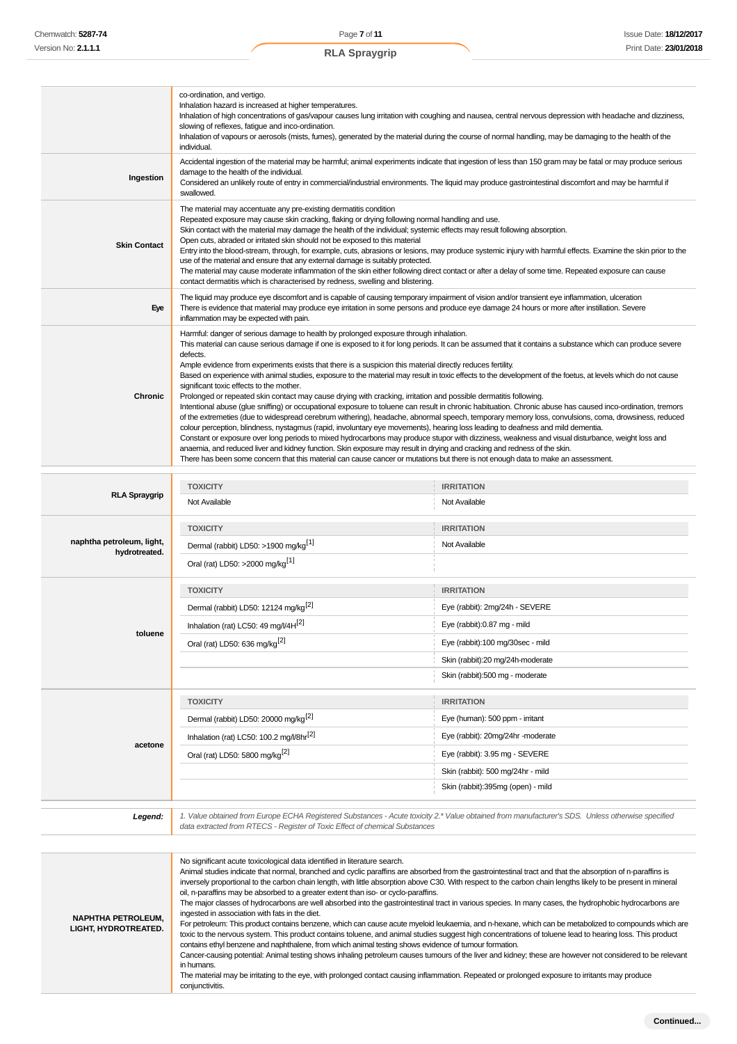| | |
|---|---|
| | co-ordination, and vertigo.<br>Inhalation hazard is increased at higher temperatures.<br>Inhalation of high concentrations of gas/vapour causes lung irritation with coughing and nausea, central nervous depression with headache and dizziness, slowing of reflexes, fatigue and inco-ordination.<br>Inhalation of vapours or aerosols (mists, fumes), generated by the material during the course of normal handling, may be damaging to the health of the individual. |
| **Ingestion** | Accidental ingestion of the material may be harmful; animal experiments indicate that ingestion of less than 150 gram may be fatal or may produce serious damage to the health of the individual.<br>Considered an unlikely route of entry in commercial/industrial environments. The liquid may produce gastrointestinal discomfort and may be harmful if swallowed. |
| **Skin Contact** | The material may accentuate any pre-existing dermatitis condition<br>Repeated exposure may cause skin cracking, flaking or drying following normal handling and use.<br>Skin contact with the material may damage the health of the individual; systemic effects may result following absorption.<br>Open cuts, abraded or irritated skin should not be exposed to this material<br>Entry into the blood-stream, through, for example, cuts, abrasions or lesions, may produce systemic injury with harmful effects. Examine the skin prior to the use of the material and ensure that any external damage is suitably protected.<br>The material may cause moderate inflammation of the skin either following direct contact or after a delay of some time. Repeated exposure can cause contact dermatitis which is characterised by redness, swelling and blistering. |
| **Eye** | The liquid may produce eye discomfort and is capable of causing temporary impairment of vision and/or transient eye inflammation, ulceration<br>There is evidence that material may produce eye irritation in some persons and produce eye damage 24 hours or more after instillation. Severe inflammation may be expected with pain. |
| **Chronic** | Harmful: danger of serious damage to health by prolonged exposure through inhalation.<br>This material can cause serious damage if one is exposed to it for long periods. It can be assumed that it contains a substance which can produce severe defects.<br>Ample evidence from experiments exists that there is a suspicion this material directly reduces fertility.<br>Based on experience with animal studies, exposure to the material may result in toxic effects to the development of the foetus, at levels which do not cause significant toxic effects to the mother.<br>Prolonged or repeated skin contact may cause drying with cracking, irritation and possible dermatitis following.<br>Intentional abuse (glue sniffing) or occupational exposure to toluene can result in chronic habituation. Chronic abuse has caused inco-ordination, tremors of the extremeties (due to widespread cerebrum withering), headache, abnormal speech, temporary memory loss, convulsions, coma, drowsiness, reduced colour perception, blindness, nystagmus (rapid, involuntary eye movements), hearing loss leading to deafness and mild dementia.<br>Constant or exposure over long periods to mixed hydrocarbons may produce stupor with dizziness, weakness and visual disturbance, weight loss and anaemia, and reduced liver and kidney function. Skin exposure may result in drying and cracking and redness of the skin.<br>There has been some concern that this material can cause cancer or mutations but there is not enough data to make an assessment. |

| | TOXICITY | IRRITATION |
|---|---|---|
| **RLA Spraygrip** | Not Available | Not Available |
| | **TOXICITY** | **IRRITATION** |
| **naphtha petroleum, light, hydrotreated.** | Dermal (rabbit) LD50: >1900 mg/kg[1] | Not Available |
| | Oral (rat) LD50: >2000 mg/kg[1] | |
| | **TOXICITY** | **IRRITATION** |
| **toluene** | Dermal (rabbit) LD50: 12124 mg/kg[2] | Eye (rabbit): 2mg/24h - SEVERE |
| | Inhalation (rat) LC50: 49 mg/l/4H[2] | Eye (rabbit):0.87 mg - mild |
| | Oral (rat) LD50: 636 mg/kg[2] | Eye (rabbit):100 mg/30sec - mild |
| | | Skin (rabbit):20 mg/24h-moderate |
| | | Skin (rabbit):500 mg - moderate |
| | **TOXICITY** | **IRRITATION** |
| **acetone** | Dermal (rabbit) LD50: 20000 mg/kg[2] | Eye (human): 500 ppm - irritant |
| | Inhalation (rat) LC50: 100.2 mg/l/8hr[2] | Eye (rabbit): 20mg/24hr -moderate |
| | Oral (rat) LD50: 5800 mg/kg[2] | Eye (rabbit): 3.95 mg - SEVERE |
| | | Skin (rabbit): 500 mg/24hr - mild |
| | | Skin (rabbit):395mg (open) - mild |

| | |
|---|---|
| ***Legend:*** | *1. Value obtained from Europe ECHA Registered Substances - Acute toxicity 2.\* Value obtained from manufacturer's SDS. Unless otherwise specified data extracted from RTECS - Register of Toxic Effect of chemical Substances* |

| | |
|---|---|
| **NAPHTHA PETROLEUM, LIGHT, HYDROTREATED.** | No significant acute toxicological data identified in literature search.<br>Animal studies indicate that normal, branched and cyclic paraffins are absorbed from the gastrointestinal tract and that the absorption of n-paraffins is inversely proportional to the carbon chain length, with little absorption above C30. With respect to the carbon chain lengths likely to be present in mineral oil, n-paraffins may be absorbed to a greater extent than iso- or cyclo-paraffins.<br>The major classes of hydrocarbons are well absorbed into the gastrointestinal tract in various species. In many cases, the hydrophobic hydrocarbons are ingested in association with fats in the diet.<br>For petroleum: This product contains benzene, which can cause acute myeloid leukaemia, and n-hexane, which can be metabolized to compounds which are toxic to the nervous system. This product contains toluene, and animal studies suggest high concentrations of toluene lead to hearing loss. This product contains ethyl benzene and naphthalene, from which animal testing shows evidence of tumour formation.<br>Cancer-causing potential: Animal testing shows inhaling petroleum causes tumours of the liver and kidney; these are however not considered to be relevant in humans.<br>The material may be irritating to the eye, with prolonged contact causing inflammation. Repeated or prolonged exposure to irritants may produce conjunctivitis. |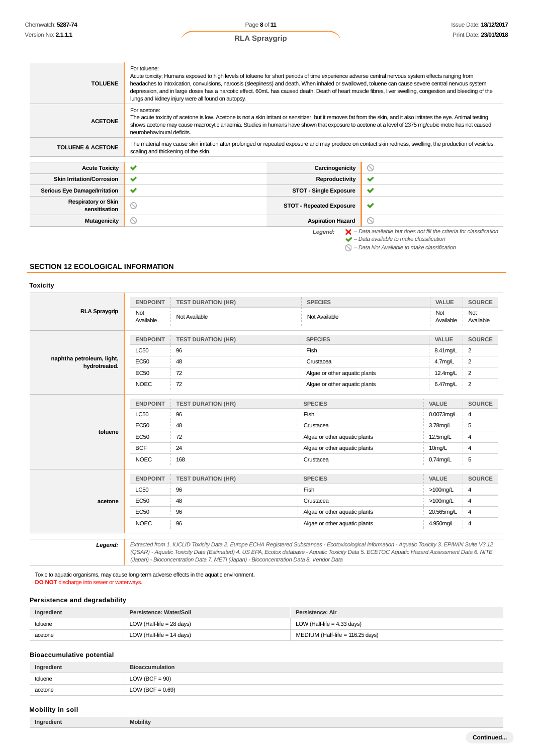| | |
|---|---|
| **TOLUENE** | For toluene:<br>Acute toxicity: Humans exposed to high levels of toluene for short periods of time experience adverse central nervous system effects ranging from headaches to intoxication, convulsions, narcosis (sleepiness) and death. When inhaled or swallowed, toluene can cause severe central nervous system depression, and in large doses has a narcotic effect. 60mL has caused death. Death of heart muscle fibres, liver swelling, congestion and bleeding of the lungs and kidney injury were all found on autopsy. |
| **ACETONE** | For acetone:<br>The acute toxicity of acetone is low. Acetone is not a skin irritant or sensitizer, but it removes fat from the skin, and it also irritates the eye. Animal testing shows acetone may cause macrocytic anaemia. Studies in humans have shown that exposure to acetone at a level of 2375 mg/cubic metre has not caused neurobehavioural deficits. |
| **TOLUENE & ACETONE** | The material may cause skin irritation after prolonged or repeated exposure and may produce on contact skin redness, swelling, the production of vesicles, scaling and thickening of the skin. |

| | | | |
|---|---|---|---|
| **Acute Toxicity** | ✔ | **Carcinogenicity** | ⊘ |
| **Skin Irritation/Corrosion** | ✔ | **Reproductivity** | ✔ |
| **Serious Eye Damage/Irritation** | ✔ | **STOT - Single Exposure** | ✔ |
| **Respiratory or Skin sensitisation** | ⊘ | **STOT - Repeated Exposure** | ✔ |
| **Mutagenicity** | ⊘ | **Aspiration Hazard** | ⊘ |

*Legend:* ✘ – *Data available but does not fill the criteria for classification*
✔ – *Data available to make classification*
⊘ – *Data Not Available to make classification*

## SECTION 12 ECOLOGICAL INFORMATION

### Toxicity

| | ENDPOINT | TEST DURATION (HR) | SPECIES | VALUE | SOURCE |
|---|---|---|---|---|---|
| **RLA Spraygrip** | Not Available | Not Available | Not Available | Not Available | Not Available |
| **naphtha petroleum, light, hydrotreated.** | LC50 | 96 | Fish | 8.41mg/L | 2 |
| | EC50 | 48 | Crustacea | 4.7mg/L | 2 |
| | EC50 | 72 | Algae or other aquatic plants | 12.4mg/L | 2 |
| | NOEC | 72 | Algae or other aquatic plants | 6.47mg/L | 2 |
| **toluene** | LC50 | 96 | Fish | 0.0073mg/L | 4 |
| | EC50 | 48 | Crustacea | 3.78mg/L | 5 |
| | EC50 | 72 | Algae or other aquatic plants | 12.5mg/L | 4 |
| | BCF | 24 | Algae or other aquatic plants | 10mg/L | 4 |
| | NOEC | 168 | Crustacea | 0.74mg/L | 5 |
| **acetone** | LC50 | 96 | Fish | >100mg/L | 4 |
| | EC50 | 48 | Crustacea | >100mg/L | 4 |
| | EC50 | 96 | Algae or other aquatic plants | 20.565mg/L | 4 |
| | NOEC | 96 | Algae or other aquatic plants | 4.950mg/L | 4 |

***Legend:*** *Extracted from 1. IUCLID Toxicity Data 2. Europe ECHA Registered Substances - Ecotoxicological Information - Aquatic Toxicity 3. EPIWIN Suite V3.12 (QSAR) - Aquatic Toxicity Data (Estimated) 4. US EPA, Ecotox database - Aquatic Toxicity Data 5. ECETOC Aquatic Hazard Assessment Data 6. NITE (Japan) - Bioconcentration Data 7. METI (Japan) - Bioconcentration Data 8. Vendor Data*

Toxic to aquatic organisms, may cause long-term adverse effects in the aquatic environment.
**DO NOT** discharge into sewer or waterways.

### Persistence and degradability

| Ingredient | Persistence: Water/Soil | Persistence: Air |
|---|---|---|
| toluene | LOW (Half-life = 28 days) | LOW (Half-life = 4.33 days) |
| acetone | LOW (Half-life = 14 days) | MEDIUM (Half-life = 116.25 days) |

### Bioaccumulative potential

| Ingredient | Bioaccumulation |
|---|---|
| toluene | LOW (BCF = 90) |
| acetone | LOW (BCF = 0.69) |

### Mobility in soil

| Ingredient | Mobility |
|---|---|

Continued...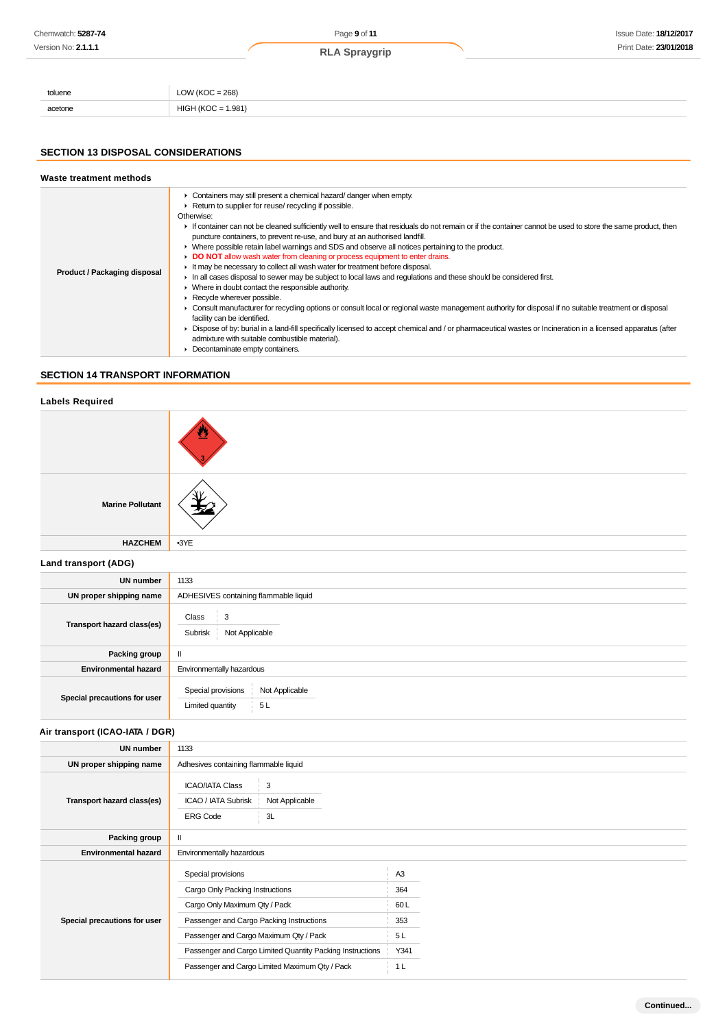| | |
|---|---|
| toluene | LOW (KOC = 268) |
| acetone | HIGH (KOC = 1.981) |

## SECTION 13 DISPOSAL CONSIDERATIONS

### Waste treatment methods

| | |
|---|---|
| **Product / Packaging disposal** | ▸ Containers may still present a chemical hazard/ danger when empty.<br>▸ Return to supplier for reuse/ recycling if possible.<br>Otherwise:<br>▸ If container can not be cleaned sufficiently well to ensure that residuals do not remain or if the container cannot be used to store the same product, then puncture containers, to prevent re-use, and bury at an authorised landfill.<br>▸ Where possible retain label warnings and SDS and observe all notices pertaining to the product.<br>▸ **DO NOT** allow wash water from cleaning or process equipment to enter drains.<br>▸ It may be necessary to collect all wash water for treatment before disposal.<br>▸ In all cases disposal to sewer may be subject to local laws and regulations and these should be considered first.<br>▸ Where in doubt contact the responsible authority.<br>▸ Recycle wherever possible.<br>▸ Consult manufacturer for recycling options or consult local or regional waste management authority for disposal if no suitable treatment or disposal facility can be identified.<br>▸ Dispose of by: burial in a land-fill specifically licensed to accept chemical and / or pharmaceutical wastes or Incineration in a licensed apparatus (after admixture with suitable combustible material).<br>▸ Decontaminate empty containers. |

## SECTION 14 TRANSPORT INFORMATION

### Labels Required

| | |
|---|---|
| | |
| **Marine Pollutant** | |
| **HAZCHEM** | •3YE |

### Land transport (ADG)

| | |
|---|---|
| **UN number** | 1133 |
| **UN proper shipping name** | ADHESIVES containing flammable liquid |
| **Transport hazard class(es)** | Class: 3<br>Subrisk: Not Applicable |
| **Packing group** | II |
| **Environmental hazard** | Environmentally hazardous |
| **Special precautions for user** | Special provisions: Not Applicable<br>Limited quantity: 5 L |

### Air transport (ICAO-IATA / DGR)

| | |
|---|---|
| **UN number** | 1133 |
| **UN proper shipping name** | Adhesives containing flammable liquid |
| **Transport hazard class(es)** | ICAO/IATA Class: 3<br>ICAO / IATA Subrisk: Not Applicable<br>ERG Code: 3L |
| **Packing group** | II |
| **Environmental hazard** | Environmentally hazardous |
| **Special precautions for user** | Special provisions: A3<br>Cargo Only Packing Instructions: 364<br>Cargo Only Maximum Qty / Pack: 60 L<br>Passenger and Cargo Packing Instructions: 353<br>Passenger and Cargo Maximum Qty / Pack: 5 L<br>Passenger and Cargo Limited Quantity Packing Instructions: Y341<br>Passenger and Cargo Limited Maximum Qty / Pack: 1 L |

Continued...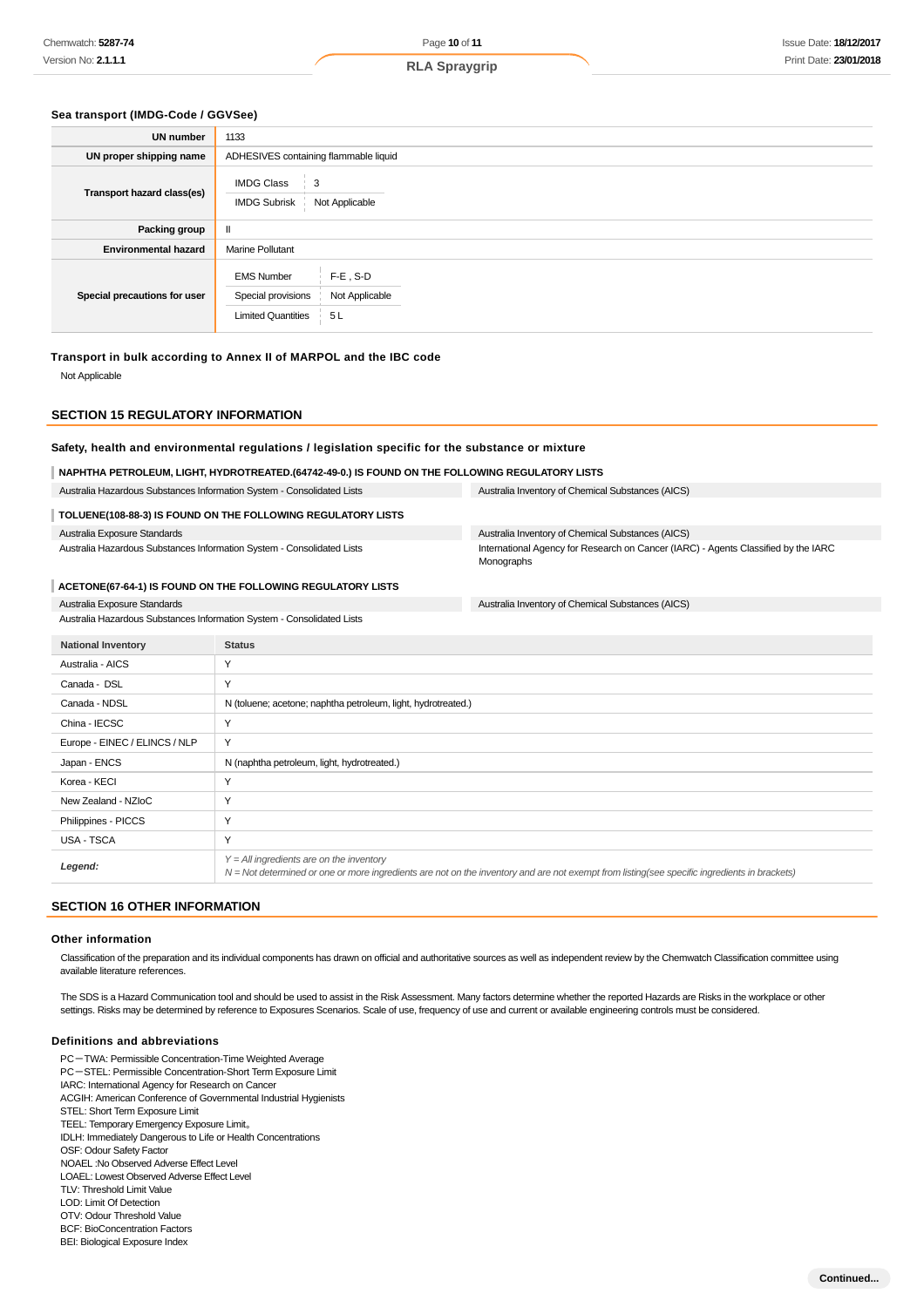### Sea transport (IMDG-Code / GGVSee)

| | |
|---|---|
| **UN number** | 1133 |
| **UN proper shipping name** | ADHESIVES containing flammable liquid |
| **Transport hazard class(es)** | IMDG Class: 3<br>IMDG Subrisk: Not Applicable |
| **Packing group** | II |
| **Environmental hazard** | Marine Pollutant |
| **Special precautions for user** | EMS Number: F-E , S-D<br>Special provisions: Not Applicable<br>Limited Quantities: 5 L |

### Transport in bulk according to Annex II of MARPOL and the IBC code

Not Applicable

## SECTION 15 REGULATORY INFORMATION

### Safety, health and environmental regulations / legislation specific for the substance or mixture

**NAPHTHA PETROLEUM, LIGHT, HYDROTREATED.(64742-49-0.) IS FOUND ON THE FOLLOWING REGULATORY LISTS**

- Australia Hazardous Substances Information System - Consolidated Lists
- Australia Inventory of Chemical Substances (AICS)

**TOLUENE(108-88-3) IS FOUND ON THE FOLLOWING REGULATORY LISTS**

- Australia Exposure Standards
- Australia Hazardous Substances Information System - Consolidated Lists
- Australia Inventory of Chemical Substances (AICS)
- International Agency for Research on Cancer (IARC) - Agents Classified by the IARC Monographs

**ACETONE(67-64-1) IS FOUND ON THE FOLLOWING REGULATORY LISTS**

- Australia Exposure Standards
- Australia Hazardous Substances Information System - Consolidated Lists
- Australia Inventory of Chemical Substances (AICS)

| National Inventory | Status |
|---|---|
| Australia - AICS | Y |
| Canada - DSL | Y |
| Canada - NDSL | N (toluene; acetone; naphtha petroleum, light, hydrotreated.) |
| China - IECSC | Y |
| Europe - EINEC / ELINCS / NLP | Y |
| Japan - ENCS | N (naphtha petroleum, light, hydrotreated.) |
| Korea - KECI | Y |
| New Zealand - NZIoC | Y |
| Philippines - PICCS | Y |
| USA - TSCA | Y |
| ***Legend:*** | *Y = All ingredients are on the inventory*<br>*N = Not determined or one or more ingredients are not on the inventory and are not exempt from listing(see specific ingredients in brackets)* |

## SECTION 16 OTHER INFORMATION

### Other information

Classification of the preparation and its individual components has drawn on official and authoritative sources as well as independent review by the Chemwatch Classification committee using available literature references.

The SDS is a Hazard Communication tool and should be used to assist in the Risk Assessment. Many factors determine whether the reported Hazards are Risks in the workplace or other settings. Risks may be determined by reference to Exposures Scenarios. Scale of use, frequency of use and current or available engineering controls must be considered.

### Definitions and abbreviations

PC－TWA: Permissible Concentration-Time Weighted Average
PC－STEL: Permissible Concentration-Short Term Exposure Limit
IARC: International Agency for Research on Cancer
ACGIH: American Conference of Governmental Industrial Hygienists
STEL: Short Term Exposure Limit
TEEL: Temporary Emergency Exposure Limit。
IDLH: Immediately Dangerous to Life or Health Concentrations
OSF: Odour Safety Factor
NOAEL :No Observed Adverse Effect Level
LOAEL: Lowest Observed Adverse Effect Level
TLV: Threshold Limit Value
LOD: Limit Of Detection
OTV: Odour Threshold Value
BCF: BioConcentration Factors
BEI: Biological Exposure Index

**Continued...**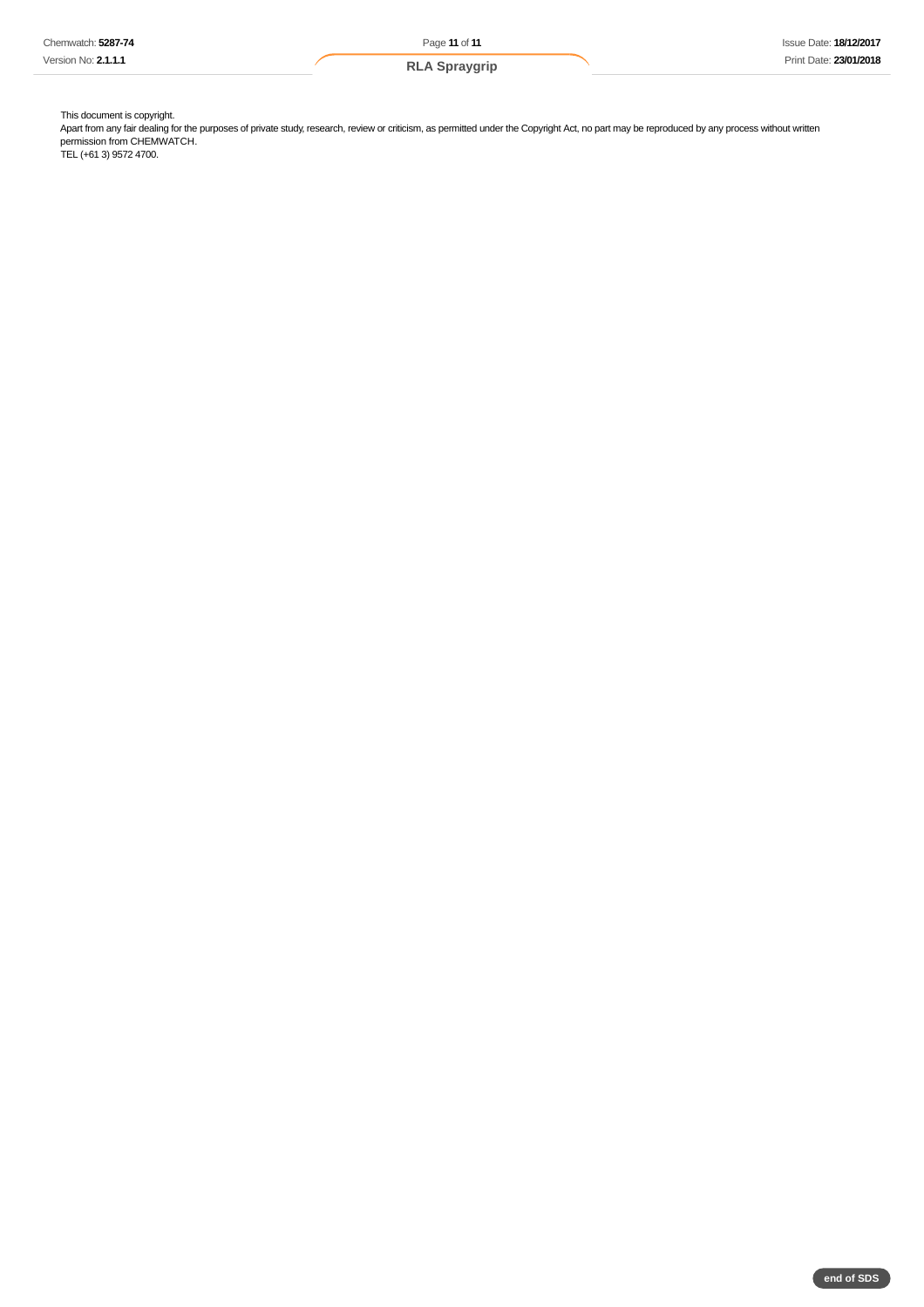This document is copyright.
Apart from any fair dealing for the purposes of private study, research, review or criticism, as permitted under the Copyright Act, no part may be reproduced by any process without written permission from CHEMWATCH.
TEL (+61 3) 9572 4700.

**end of SDS**